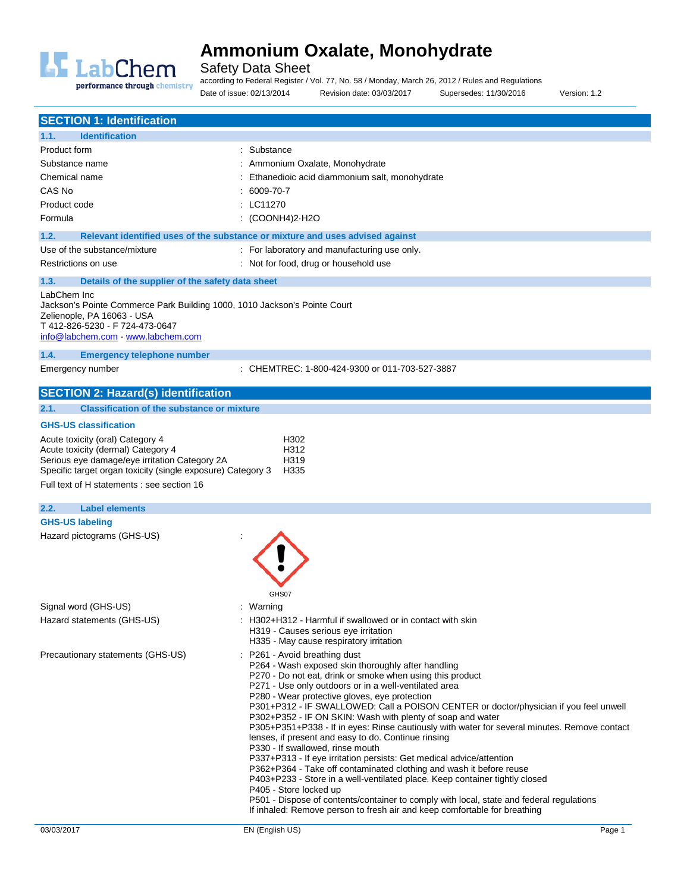# Ammonium Oxalate, Monohydrate

Safety Data Sheet

according to Federal Register / Vol. 77, No. 58 / Monday, March 26, 2012 / Rules and Regulations

Date of issue: 02/13/2014 Revision date: 03/03/2017 Supersedes: 11/30/2016 Version: 1.2

## SECTION 1: Identification

### 1.1. Identification

| | |
|---|---|
| Product form | : Substance |
| Substance name | : Ammonium Oxalate, Monohydrate |
| Chemical name | : Ethanedioic acid diammonium salt, monohydrate |
| CAS No | : 6009-70-7 |
| Product code | : LC11270 |
| Formula | : $(COONH4)2 \cdot H2O$ |

### 1.2. Relevant identified uses of the substance or mixture and uses advised against

| | |
|---|---|
| Use of the substance/mixture | : For laboratory and manufacturing use only. |
| Restrictions on use | : Not for food, drug or household use |

### 1.3. Details of the supplier of the safety data sheet

LabChem Inc
Jackson's Pointe Commerce Park Building 1000, 1010 Jackson's Pointe Court
Zelienople, PA 16063 - USA
T 412-826-5230 - F 724-473-0647
info@labchem.com - www.labchem.com

### 1.4. Emergency telephone number

| | |
|---|---|
| Emergency number | : CHEMTREC: 1-800-424-9300 or 011-703-527-3887 |

## SECTION 2: Hazard(s) identification

### 2.1. Classification of the substance or mixture

**GHS-US classification**

| | |
|---|---|
| Acute toxicity (oral) Category 4 | H302 |
| Acute toxicity (dermal) Category 4 | H312 |
| Serious eye damage/eye irritation Category 2A | H319 |
| Specific target organ toxicity (single exposure) Category 3 | H335 |

Full text of H statements : see section 16

### 2.2. Label elements

**GHS-US labeling**

Hazard pictograms (GHS-US) :

GHS07

Signal word (GHS-US) : Warning

Hazard statements (GHS-US) :
H302+H312 - Harmful if swallowed or in contact with skin
H319 - Causes serious eye irritation
H335 - May cause respiratory irritation

Precautionary statements (GHS-US) :
P261 - Avoid breathing dust
P264 - Wash exposed skin thoroughly after handling
P270 - Do not eat, drink or smoke when using this product
P271 - Use only outdoors or in a well-ventilated area
P280 - Wear protective gloves, eye protection
P301+P312 - IF SWALLOWED: Call a POISON CENTER or doctor/physician if you feel unwell
P302+P352 - IF ON SKIN: Wash with plenty of soap and water
P305+P351+P338 - If in eyes: Rinse cautiously with water for several minutes. Remove contact lenses, if present and easy to do. Continue rinsing
P330 - If swallowed, rinse mouth
P337+P313 - If eye irritation persists: Get medical advice/attention
P362+P364 - Take off contaminated clothing and wash it before reuse
P403+P233 - Store in a well-ventilated place. Keep container tightly closed
P405 - Store locked up
P501 - Dispose of contents/container to comply with local, state and federal regulations
If inhaled: Remove person to fresh air and keep comfortable for breathing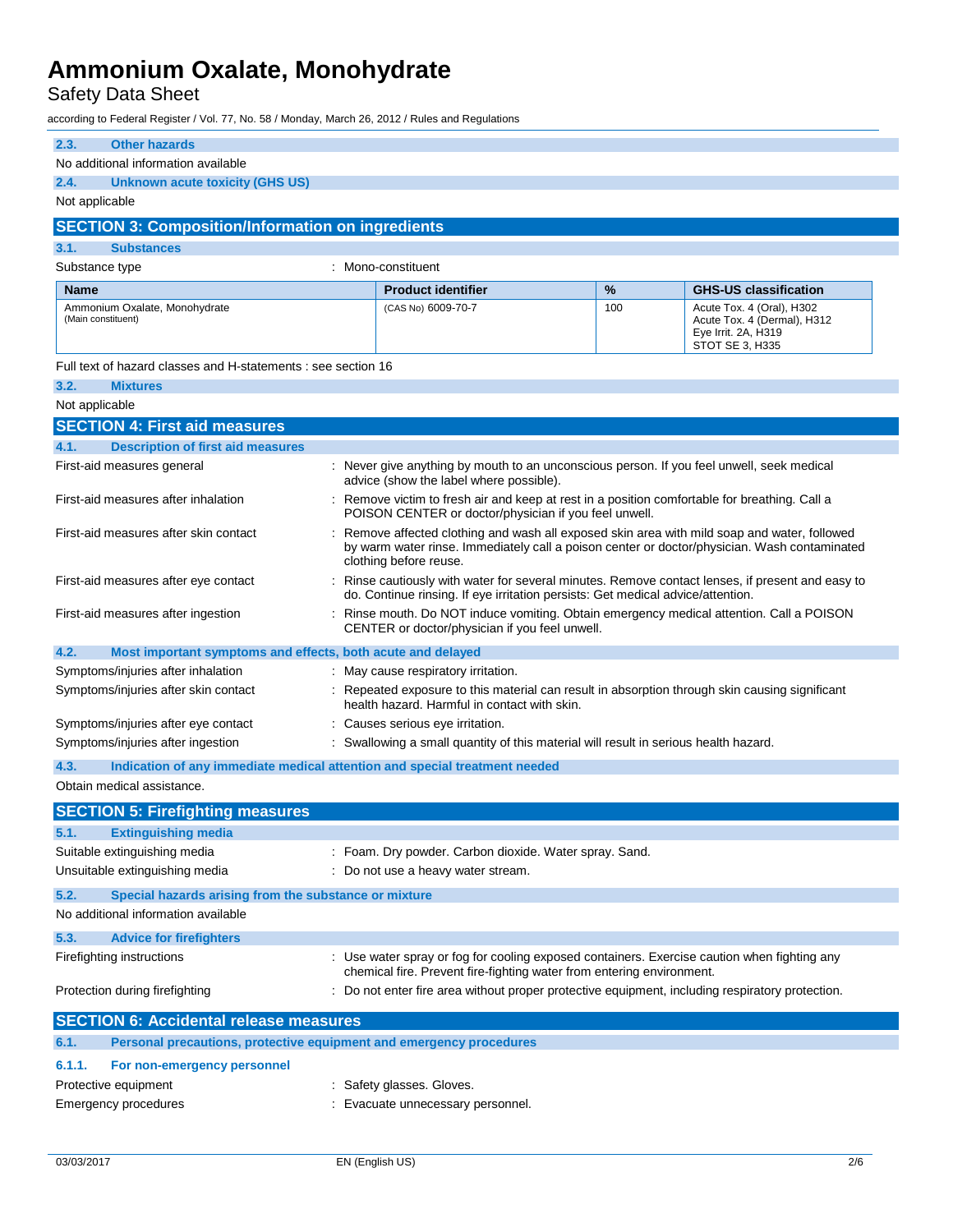### 2.3. Other hazards

No additional information available

### 2.4. Unknown acute toxicity (GHS US)

Not applicable

## SECTION 3: Composition/Information on ingredients

### 3.1. Substances

Substance type : Mono-constituent

| Name | Product identifier | % | GHS-US classification |
|---|---|---|---|
| Ammonium Oxalate, Monohydrate (Main constituent) | (CAS No) 6009-70-7 | 100 | Acute Tox. 4 (Oral), H302<br>Acute Tox. 4 (Dermal), H312<br>Eye Irrit. 2A, H319<br>STOT SE 3, H335 |

Full text of hazard classes and H-statements : see section 16

### 3.2. Mixtures

Not applicable

## SECTION 4: First aid measures

### 4.1. Description of first aid measures

First-aid measures general : Never give anything by mouth to an unconscious person. If you feel unwell, seek medical advice (show the label where possible).

First-aid measures after inhalation : Remove victim to fresh air and keep at rest in a position comfortable for breathing. Call a POISON CENTER or doctor/physician if you feel unwell.

First-aid measures after skin contact : Remove affected clothing and wash all exposed skin area with mild soap and water, followed by warm water rinse. Immediately call a poison center or doctor/physician. Wash contaminated clothing before reuse.

First-aid measures after eye contact : Rinse cautiously with water for several minutes. Remove contact lenses, if present and easy to do. Continue rinsing. If eye irritation persists: Get medical advice/attention.

First-aid measures after ingestion : Rinse mouth. Do NOT induce vomiting. Obtain emergency medical attention. Call a POISON CENTER or doctor/physician if you feel unwell.

### 4.2. Most important symptoms and effects, both acute and delayed

Symptoms/injuries after inhalation : May cause respiratory irritation.

Symptoms/injuries after skin contact : Repeated exposure to this material can result in absorption through skin causing significant health hazard. Harmful in contact with skin.

Symptoms/injuries after eye contact : Causes serious eye irritation.

Symptoms/injuries after ingestion : Swallowing a small quantity of this material will result in serious health hazard.

### 4.3. Indication of any immediate medical attention and special treatment needed

Obtain medical assistance.

## SECTION 5: Firefighting measures

### 5.1. Extinguishing media

Suitable extinguishing media : Foam. Dry powder. Carbon dioxide. Water spray. Sand.

Unsuitable extinguishing media : Do not use a heavy water stream.

### 5.2. Special hazards arising from the substance or mixture

No additional information available

### 5.3. Advice for firefighters

Firefighting instructions : Use water spray or fog for cooling exposed containers. Exercise caution when fighting any chemical fire. Prevent fire-fighting water from entering environment.

Protection during firefighting : Do not enter fire area without proper protective equipment, including respiratory protection.

## SECTION 6: Accidental release measures

### 6.1. Personal precautions, protective equipment and emergency procedures

#### 6.1.1. For non-emergency personnel

Protective equipment : Safety glasses. Gloves.

Emergency procedures : Evacuate unnecessary personnel.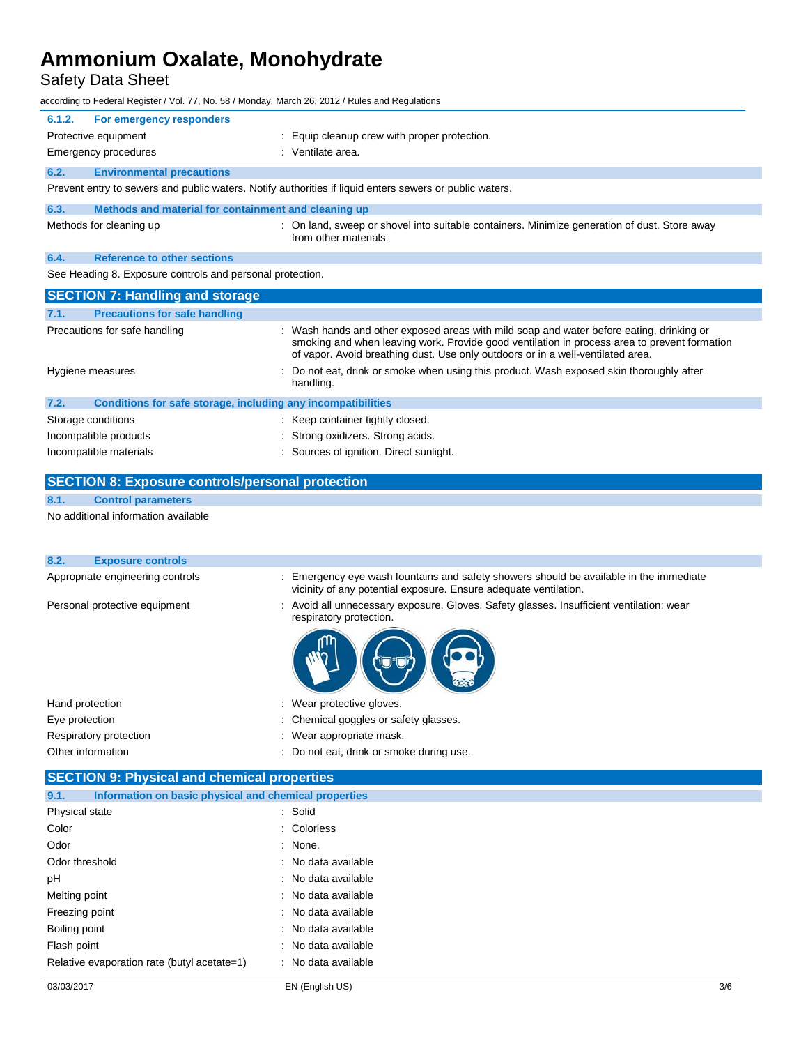#### 6.1.2. For emergency responders

| | |
|---|---|
| Protective equipment | : Equip cleanup crew with proper protection. |
| Emergency procedures | : Ventilate area. |

### 6.2. Environmental precautions

Prevent entry to sewers and public waters. Notify authorities if liquid enters sewers or public waters.

### 6.3. Methods and material for containment and cleaning up

| | |
|---|---|
| Methods for cleaning up | : On land, sweep or shovel into suitable containers. Minimize generation of dust. Store away from other materials. |

### 6.4. Reference to other sections

See Heading 8. Exposure controls and personal protection.

## SECTION 7: Handling and storage

### 7.1. Precautions for safe handling

| | |
|---|---|
| Precautions for safe handling | : Wash hands and other exposed areas with mild soap and water before eating, drinking or smoking and when leaving work. Provide good ventilation in process area to prevent formation of vapor. Avoid breathing dust. Use only outdoors or in a well-ventilated area. |
| Hygiene measures | : Do not eat, drink or smoke when using this product. Wash exposed skin thoroughly after handling. |

### 7.2. Conditions for safe storage, including any incompatibilities

| | |
|---|---|
| Storage conditions | : Keep container tightly closed. |
| Incompatible products | : Strong oxidizers. Strong acids. |
| Incompatible materials | : Sources of ignition. Direct sunlight. |

## SECTION 8: Exposure controls/personal protection

### 8.1. Control parameters

No additional information available

### 8.2. Exposure controls

| | |
|---|---|
| Appropriate engineering controls | : Emergency eye wash fountains and safety showers should be available in the immediate vicinity of any potential exposure. Ensure adequate ventilation. |
| Personal protective equipment | : Avoid all unnecessary exposure. Gloves. Safety glasses. Insufficient ventilation: wear respiratory protection. |
| Hand protection | : Wear protective gloves. |
| Eye protection | : Chemical goggles or safety glasses. |
| Respiratory protection | : Wear appropriate mask. |
| Other information | : Do not eat, drink or smoke during use. |

## SECTION 9: Physical and chemical properties

### 9.1. Information on basic physical and chemical properties

| | |
|---|---|
| Physical state | : Solid |
| Color | : Colorless |
| Odor | : None. |
| Odor threshold | : No data available |
| pH | : No data available |
| Melting point | : No data available |
| Freezing point | : No data available |
| Boiling point | : No data available |
| Flash point | : No data available |
| Relative evaporation rate (butyl acetate=1) | : No data available |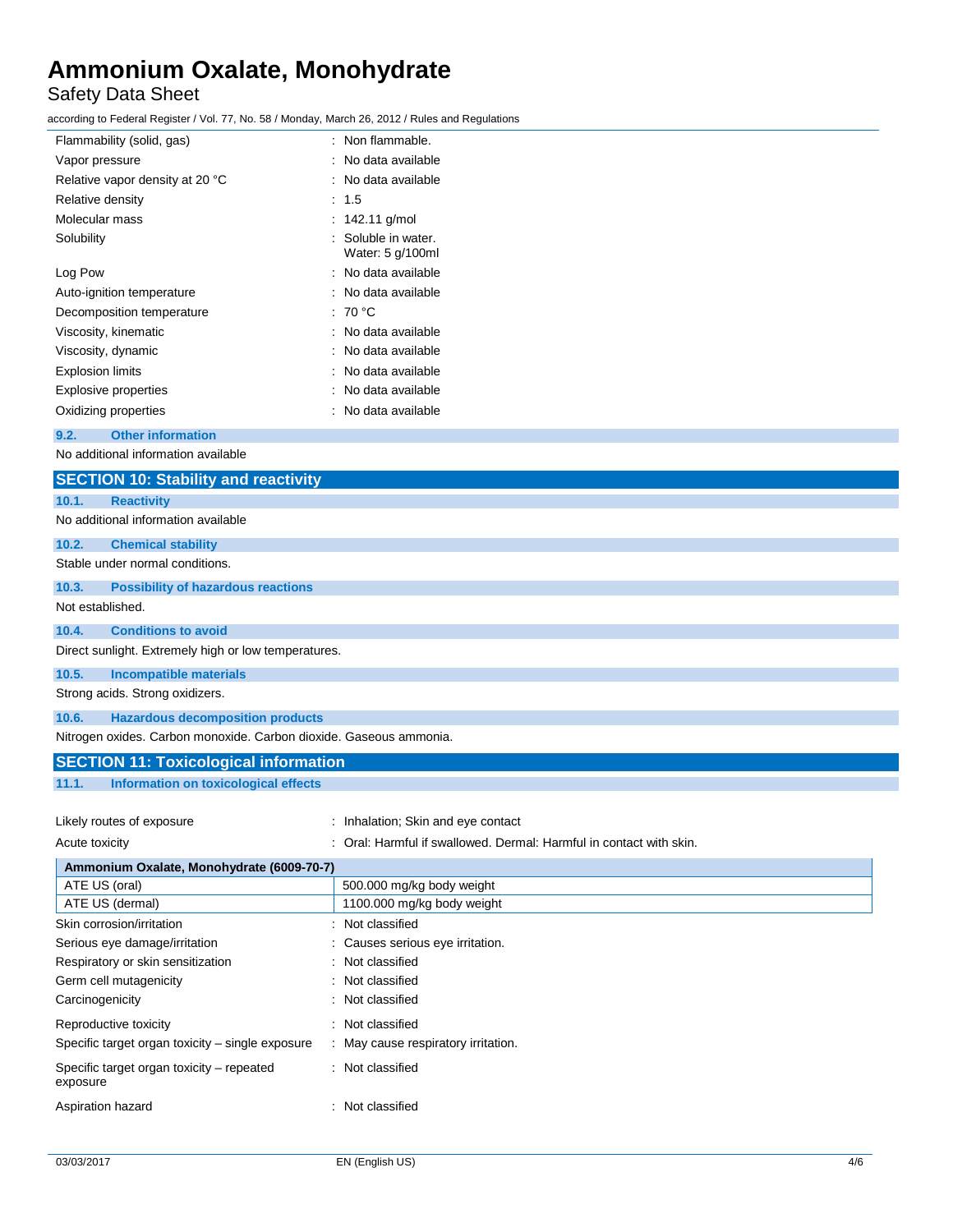| | |
|---|---|
| Flammability (solid, gas) | : Non flammable. |
| Vapor pressure | : No data available |
| Relative vapor density at 20 °C | : No data available |
| Relative density | : 1.5 |
| Molecular mass | : 142.11 g/mol |
| Solubility | : Soluble in water. Water: 5 g/100ml |
| Log Pow | : No data available |
| Auto-ignition temperature | : No data available |
| Decomposition temperature | : 70 °C |
| Viscosity, kinematic | : No data available |
| Viscosity, dynamic | : No data available |
| Explosion limits | : No data available |
| Explosive properties | : No data available |
| Oxidizing properties | : No data available |

### 9.2. Other information

No additional information available

## SECTION 10: Stability and reactivity

### 10.1. Reactivity

No additional information available

### 10.2. Chemical stability

Stable under normal conditions.

### 10.3. Possibility of hazardous reactions

Not established.

### 10.4. Conditions to avoid

Direct sunlight. Extremely high or low temperatures.

### 10.5. Incompatible materials

Strong acids. Strong oxidizers.

### 10.6. Hazardous decomposition products

Nitrogen oxides. Carbon monoxide. Carbon dioxide. Gaseous ammonia.

## SECTION 11: Toxicological information

### 11.1. Information on toxicological effects

| | |
|---|---|
| Likely routes of exposure | : Inhalation; Skin and eye contact |
| Acute toxicity | : Oral: Harmful if swallowed. Dermal: Harmful in contact with skin. |

| Ammonium Oxalate, Monohydrate (6009-70-7) | |
|---|---|
| ATE US (oral) | 500.000 mg/kg body weight |
| ATE US (dermal) | 1100.000 mg/kg body weight |

| | |
|---|---|
| Skin corrosion/irritation | : Not classified |
| Serious eye damage/irritation | : Causes serious eye irritation. |
| Respiratory or skin sensitization | : Not classified |
| Germ cell mutagenicity | : Not classified |
| Carcinogenicity | : Not classified |
| Reproductive toxicity | : Not classified |
| Specific target organ toxicity – single exposure | : May cause respiratory irritation. |
| Specific target organ toxicity – repeated exposure | : Not classified |
| Aspiration hazard | : Not classified |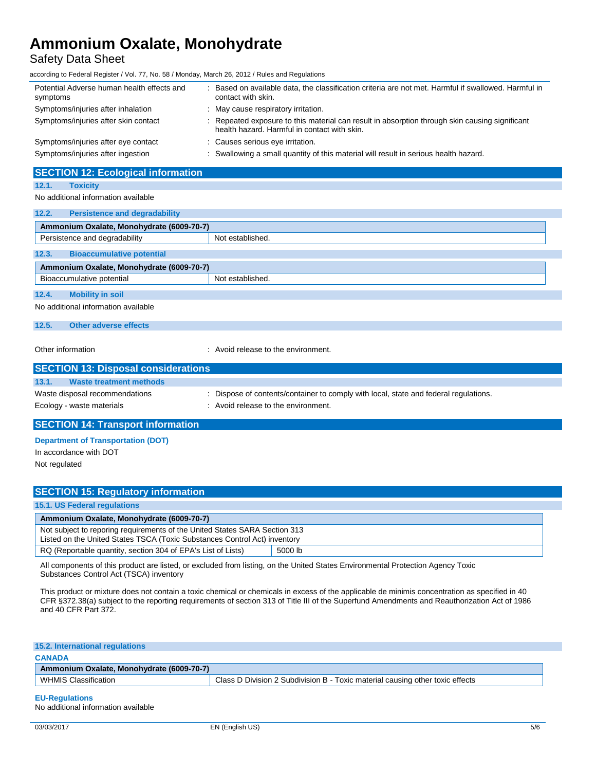| | |
|---|---|
| Potential Adverse human health effects and symptoms | : Based on available data, the classification criteria are not met. Harmful if swallowed. Harmful in contact with skin. |
| Symptoms/injuries after inhalation | : May cause respiratory irritation. |
| Symptoms/injuries after skin contact | : Repeated exposure to this material can result in absorption through skin causing significant health hazard. Harmful in contact with skin. |
| Symptoms/injuries after eye contact | : Causes serious eye irritation. |
| Symptoms/injuries after ingestion | : Swallowing a small quantity of this material will result in serious health hazard. |

## SECTION 12: Ecological information

### 12.1. Toxicity

No additional information available

### 12.2. Persistence and degradability

| Ammonium Oxalate, Monohydrate (6009-70-7) | |
|---|---|
| Persistence and degradability | Not established. |

### 12.3. Bioaccumulative potential

| Ammonium Oxalate, Monohydrate (6009-70-7) | |
|---|---|
| Bioaccumulative potential | Not established. |

### 12.4. Mobility in soil

No additional information available

### 12.5. Other adverse effects

Other information : Avoid release to the environment.

## SECTION 13: Disposal considerations

### 13.1. Waste treatment methods

| | |
|---|---|
| Waste disposal recommendations | : Dispose of contents/container to comply with local, state and federal regulations. |
| Ecology - waste materials | : Avoid release to the environment. |

## SECTION 14: Transport information

**Department of Transportation (DOT)**

In accordance with DOT

Not regulated

## SECTION 15: Regulatory information

### 15.1. US Federal regulations

| Ammonium Oxalate, Monohydrate (6009-70-7) | |
|---|---|
| Not subject to reporing requirements of the United States SARA Section 313<br>Listed on the United States TSCA (Toxic Substances Control Act) inventory | |
| RQ (Reportable quantity, section 304 of EPA's List of Lists) | 5000 lb |

All components of this product are listed, or excluded from listing, on the United States Environmental Protection Agency Toxic Substances Control Act (TSCA) inventory

This product or mixture does not contain a toxic chemical or chemicals in excess of the applicable de minimis concentration as specified in 40 CFR §372.38(a) subject to the reporting requirements of section 313 of Title III of the Superfund Amendments and Reauthorization Act of 1986 and 40 CFR Part 372.

### 15.2. International regulations

**CANADA**

| Ammonium Oxalate, Monohydrate (6009-70-7) | |
|---|---|
| WHMIS Classification | Class D Division 2 Subdivision B - Toxic material causing other toxic effects |

**EU-Regulations**

No additional information available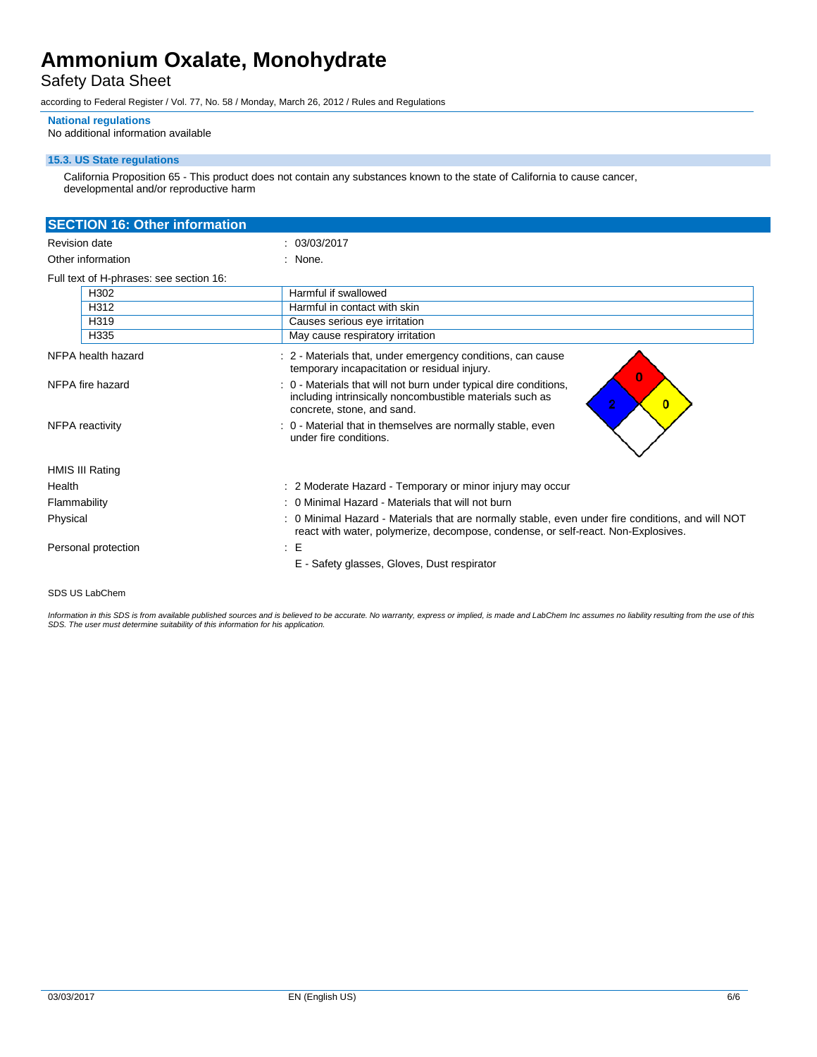# Ammonium Oxalate, Monohydrate

Safety Data Sheet

according to Federal Register / Vol. 77, No. 58 / Monday, March 26, 2012 / Rules and Regulations

**National regulations**

No additional information available

### 15.3. US State regulations

California Proposition 65 - This product does not contain any substances known to the state of California to cause cancer, developmental and/or reproductive harm

## SECTION 16: Other information

Revision date : 03/03/2017

Other information : None.

Full text of H-phrases: see section 16:

| | |
|---|---|
| H302 | Harmful if swallowed |
| H312 | Harmful in contact with skin |
| H319 | Causes serious eye irritation |
| H335 | May cause respiratory irritation |

NFPA health hazard : 2 - Materials that, under emergency conditions, can cause temporary incapacitation or residual injury.

NFPA fire hazard : 0 - Materials that will not burn under typical dire conditions, including intrinsically noncombustible materials such as concrete, stone, and sand.

NFPA reactivity : 0 - Material that in themselves are normally stable, even under fire conditions.

0
2
0

HMIS III Rating

Health : 2 Moderate Hazard - Temporary or minor injury may occur

Flammability : 0 Minimal Hazard - Materials that will not burn

Physical : 0 Minimal Hazard - Materials that are normally stable, even under fire conditions, and will NOT react with water, polymerize, decompose, condense, or self-react. Non-Explosives.

Personal protection : E

E - Safety glasses, Gloves, Dust respirator

SDS US LabChem

*Information in this SDS is from available published sources and is believed to be accurate. No warranty, express or implied, is made and LabChem Inc assumes no liability resulting from the use of this SDS. The user must determine suitability of this information for his application.*